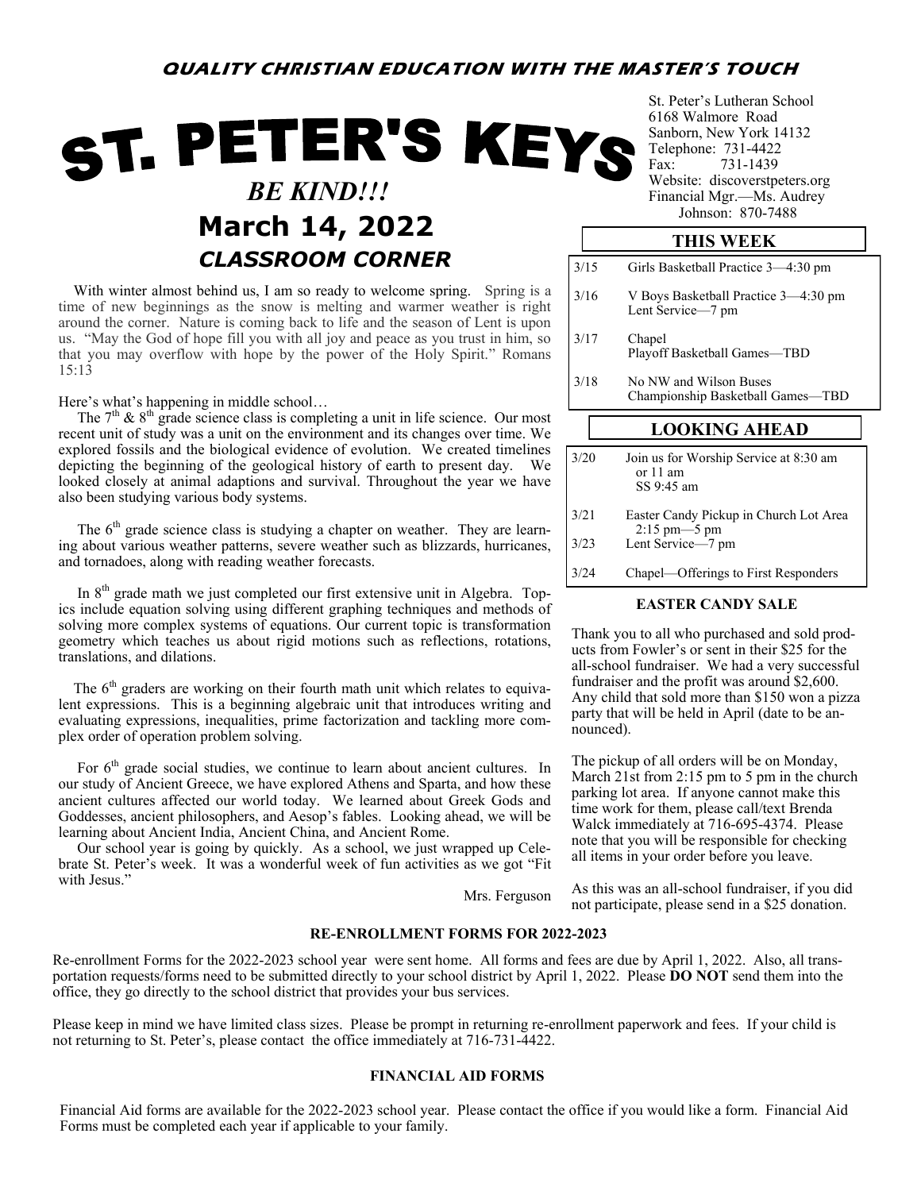**QUALITY CHRISTIAN EDUCATION WITH THE MASTER'S TOUCH**

# ST. PETER'S KEYS

***BE KIND!!!***

## March 14, 2022

St. Peter's Lutheran School
6168 Walmore Road
Sanborn, New York 14132
Telephone: 731-4422
Fax: 731-1439
Website: discoverstpeters.org
Financial Mgr.—Ms. Audrey Johnson: 870-7488

## *CLASSROOM CORNER*

With winter almost behind us, I am so ready to welcome spring. Spring is a time of new beginnings as the snow is melting and warmer weather is right around the corner. Nature is coming back to life and the season of Lent is upon us. "May the God of hope fill you with all joy and peace as you trust in him, so that you may overflow with hope by the power of the Holy Spirit." Romans 15:13

Here's what's happening in middle school…

The 7th & 8th grade science class is completing a unit in life science. Our most recent unit of study was a unit on the environment and its changes over time. We explored fossils and the biological evidence of evolution. We created timelines depicting the beginning of the geological history of earth to present day. We looked closely at animal adaptions and survival. Throughout the year we have also been studying various body systems.

The 6th grade science class is studying a chapter on weather. They are learning about various weather patterns, severe weather such as blizzards, hurricanes, and tornadoes, along with reading weather forecasts.

In 8th grade math we just completed our first extensive unit in Algebra. Topics include equation solving using different graphing techniques and methods of solving more complex systems of equations. Our current topic is transformation geometry which teaches us about rigid motions such as reflections, rotations, translations, and dilations.

The 6th graders are working on their fourth math unit which relates to equivalent expressions. This is a beginning algebraic unit that introduces writing and evaluating expressions, inequalities, prime factorization and tackling more complex order of operation problem solving.

For 6th grade social studies, we continue to learn about ancient cultures. In our study of Ancient Greece, we have explored Athens and Sparta, and how these ancient cultures affected our world today. We learned about Greek Gods and Goddesses, ancient philosophers, and Aesop's fables. Looking ahead, we will be learning about Ancient India, Ancient China, and Ancient Rome.

Our school year is going by quickly. As a school, we just wrapped up Celebrate St. Peter's week. It was a wonderful week of fun activities as we got "Fit with Jesus."

Mrs. Ferguson

### THIS WEEK

| | |
|---|---|
| 3/15 | Girls Basketball Practice 3—4:30 pm |
| 3/16 | V Boys Basketball Practice 3—4:30 pm<br>Lent Service—7 pm |
| 3/17 | Chapel<br>Playoff Basketball Games—TBD |
| 3/18 | No NW and Wilson Buses<br>Championship Basketball Games—TBD |

### LOOKING AHEAD

| | |
|---|---|
| 3/20 | Join us for Worship Service at 8:30 am or 11 am<br>SS 9:45 am |
| 3/21 | Easter Candy Pickup in Church Lot Area 2:15 pm—5 pm |
| 3/23 | Lent Service—7 pm |
| 3/24 | Chapel—Offerings to First Responders |

### EASTER CANDY SALE

Thank you to all who purchased and sold products from Fowler's or sent in their $25 for the all-school fundraiser. We had a very successful fundraiser and the profit was around $2,600. Any child that sold more than $150 won a pizza party that will be held in April (date to be announced).

The pickup of all orders will be on Monday, March 21st from 2:15 pm to 5 pm in the church parking lot area. If anyone cannot make this time work for them, please call/text Brenda Walck immediately at 716-695-4374. Please note that you will be responsible for checking all items in your order before you leave.

As this was an all-school fundraiser, if you did not participate, please send in a $25 donation.

### RE-ENROLLMENT FORMS FOR 2022-2023

Re-enrollment Forms for the 2022-2023 school year were sent home. All forms and fees are due by April 1, 2022. Also, all transportation requests/forms need to be submitted directly to your school district by April 1, 2022. Please **DO NOT** send them into the office, they go directly to the school district that provides your bus services.

Please keep in mind we have limited class sizes. Please be prompt in returning re-enrollment paperwork and fees. If your child is not returning to St. Peter's, please contact the office immediately at 716-731-4422.

### FINANCIAL AID FORMS

Financial Aid forms are available for the 2022-2023 school year. Please contact the office if you would like a form. Financial Aid Forms must be completed each year if applicable to your family.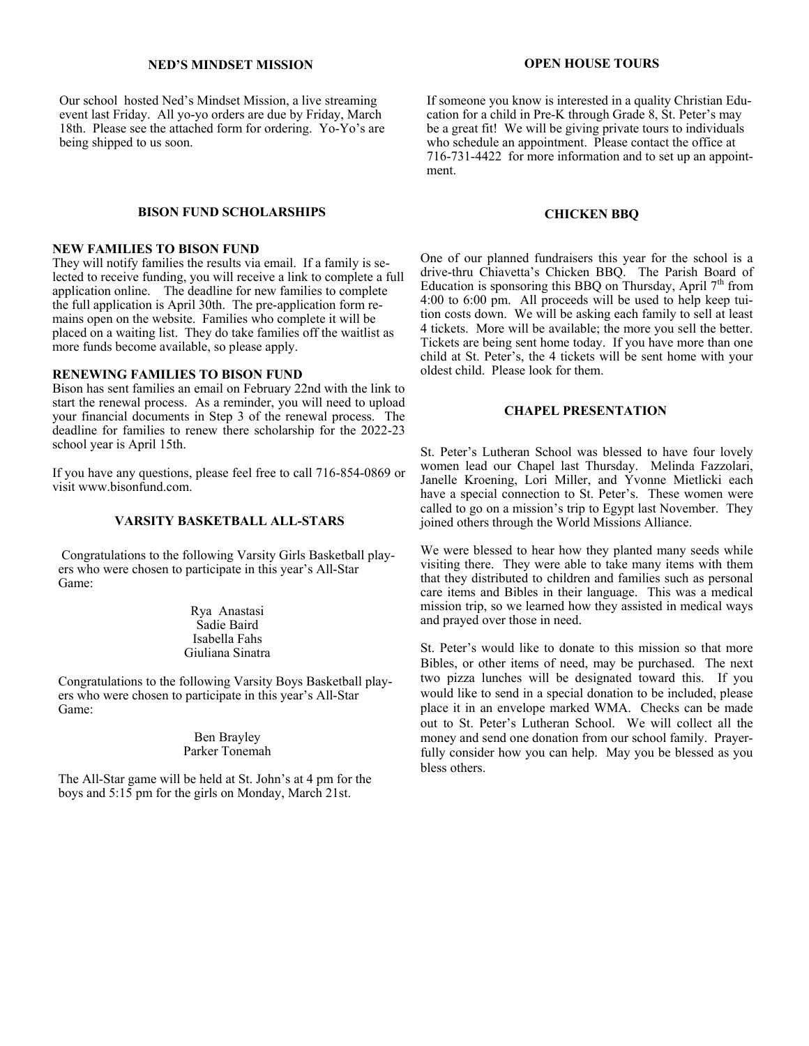## NED'S MINDSET MISSION

Our school hosted Ned's Mindset Mission, a live streaming event last Friday. All yo-yo orders are due by Friday, March 18th. Please see the attached form for ordering. Yo-Yo's are being shipped to us soon.

## BISON FUND SCHOLARSHIPS

### NEW FAMILIES TO BISON FUND

They will notify families the results via email. If a family is selected to receive funding, you will receive a link to complete a full application online. The deadline for new families to complete the full application is April 30th. The pre-application form remains open on the website. Families who complete it will be placed on a waiting list. They do take families off the waitlist as more funds become available, so please apply.

### RENEWING FAMILIES TO BISON FUND

Bison has sent families an email on February 22nd with the link to start the renewal process. As a reminder, you will need to upload your financial documents in Step 3 of the renewal process. The deadline for families to renew there scholarship for the 2022-23 school year is April 15th.

If you have any questions, please feel free to call 716-854-0869 or visit www.bisonfund.com.

## VARSITY BASKETBALL ALL-STARS

Congratulations to the following Varsity Girls Basketball players who were chosen to participate in this year's All-Star Game:

Rya Anastasi
Sadie Baird
Isabella Fahs
Giuliana Sinatra

Congratulations to the following Varsity Boys Basketball players who were chosen to participate in this year's All-Star Game:

Ben Brayley
Parker Tonemah

The All-Star game will be held at St. John's at 4 pm for the boys and 5:15 pm for the girls on Monday, March 21st.

## OPEN HOUSE TOURS

If someone you know is interested in a quality Christian Education for a child in Pre-K through Grade 8, St. Peter's may be a great fit! We will be giving private tours to individuals who schedule an appointment. Please contact the office at 716-731-4422 for more information and to set up an appointment.

## CHICKEN BBQ

One of our planned fundraisers this year for the school is a drive-thru Chiavetta's Chicken BBQ. The Parish Board of Education is sponsoring this BBQ on Thursday, April 7th from 4:00 to 6:00 pm. All proceeds will be used to help keep tuition costs down. We will be asking each family to sell at least 4 tickets. More will be available; the more you sell the better. Tickets are being sent home today. If you have more than one child at St. Peter's, the 4 tickets will be sent home with your oldest child. Please look for them.

## CHAPEL PRESENTATION

St. Peter's Lutheran School was blessed to have four lovely women lead our Chapel last Thursday. Melinda Fazzolari, Janelle Kroening, Lori Miller, and Yvonne Mietlicki each have a special connection to St. Peter's. These women were called to go on a mission's trip to Egypt last November. They joined others through the World Missions Alliance.

We were blessed to hear how they planted many seeds while visiting there. They were able to take many items with them that they distributed to children and families such as personal care items and Bibles in their language. This was a medical mission trip, so we learned how they assisted in medical ways and prayed over those in need.

St. Peter's would like to donate to this mission so that more Bibles, or other items of need, may be purchased. The next two pizza lunches will be designated toward this. If you would like to send in a special donation to be included, please place it in an envelope marked WMA. Checks can be made out to St. Peter's Lutheran School. We will collect all the money and send one donation from our school family. Prayerfully consider how you can help. May you be blessed as you bless others.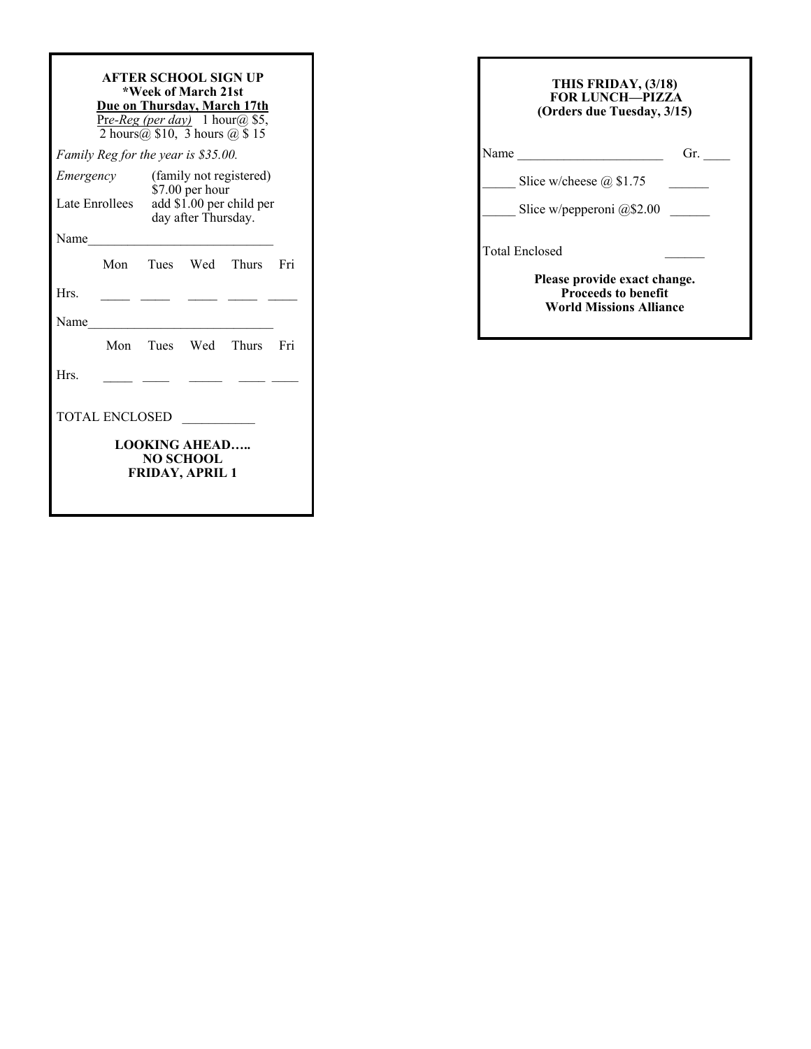**AFTER SCHOOL SIGN UP**
**\*Week of March 21st**
**Due on Thursday, March 17th**

*Pre-Reg (per day)* 1 hour@ $5, 2 hours@ $10, 3 hours @ $ 15

*Family Reg for the year is $35.00.*

*Emergency* (family not registered) $7.00 per hour

Late Enrollees add $1.00 per child per day after Thursday.

Name____________________________

| | Mon | Tues | Wed | Thurs | Fri |
|---|---|---|---|---|---|
| Hrs. | ____ | ____ | ____ | ____ | ____ |

Name____________________________

| | Mon | Tues | Wed | Thurs | Fri |
|---|---|---|---|---|---|
| Hrs. | ____ | ____ | ____ | ____ | ____ |

TOTAL ENCLOSED ___________

**LOOKING AHEAD…..**
**NO SCHOOL**
**FRIDAY, APRIL 1**

**THIS FRIDAY, (3/18)**
**FOR LUNCH—PIZZA**
**(Orders due Tuesday, 3/15)**

Name ______________________ Gr. ____

_____ Slice w/cheese @ $1.75 ______

_____ Slice w/pepperoni @$2.00 ______

Total Enclosed ______

**Please provide exact change.**
**Proceeds to benefit**
**World Missions Alliance**